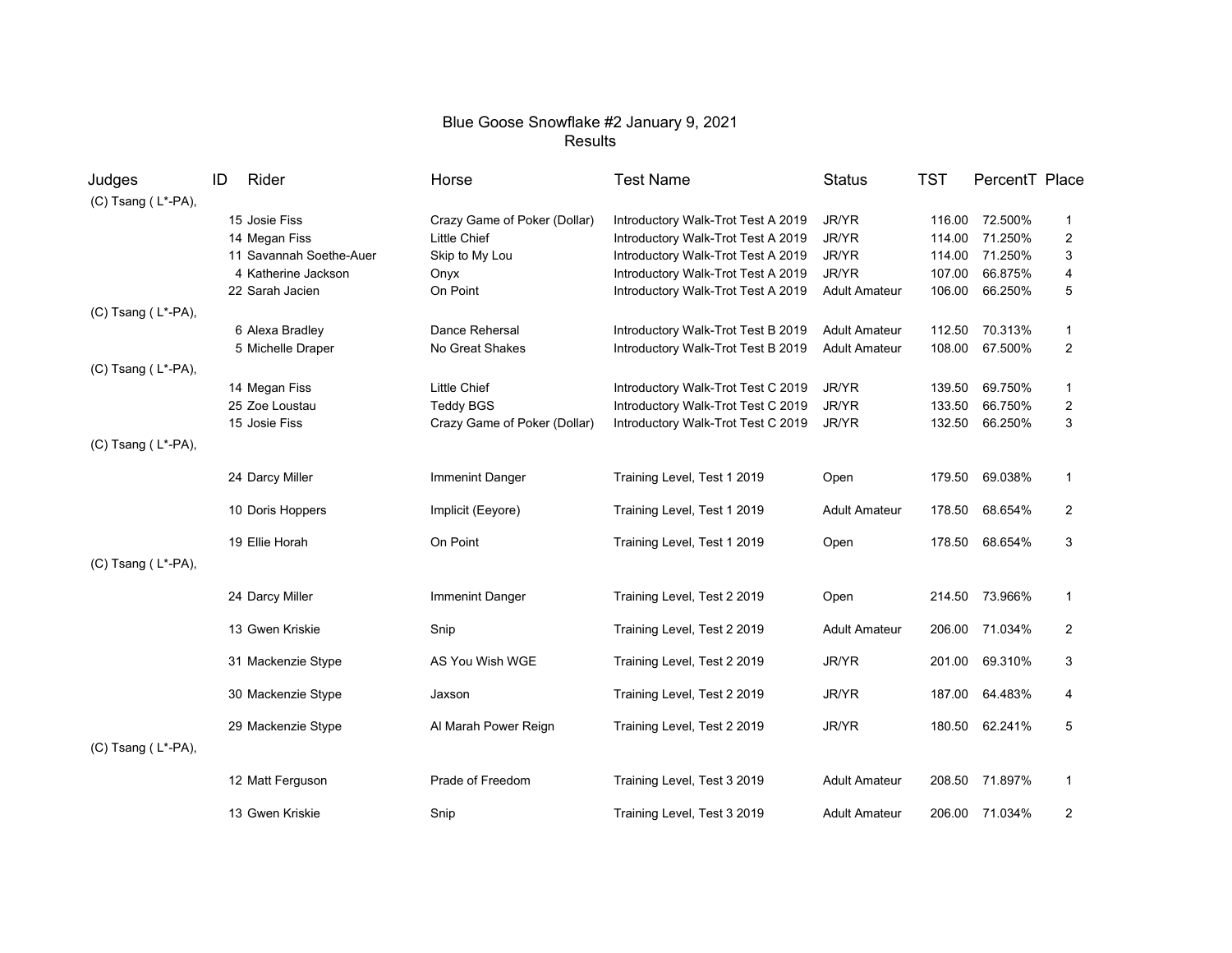# Blue Goose Snowflake #2 January 9, 2021
## Results

| Judges | ID | Rider | Horse | Test Name | Status | TST | PercentT | Place |
|---|---|---|---|---|---|---|---|---|
| (C) Tsang ( L*-PA), | | | | | | | | |
| | 15 | Josie Fiss | Crazy Game of Poker (Dollar) | Introductory Walk-Trot Test A 2019 | JR/YR | 116.00 | 72.500% | 1 |
| | 14 | Megan Fiss | Little Chief | Introductory Walk-Trot Test A 2019 | JR/YR | 114.00 | 71.250% | 2 |
| | 11 | Savannah Soethe-Auer | Skip to My Lou | Introductory Walk-Trot Test A 2019 | JR/YR | 114.00 | 71.250% | 3 |
| | 4 | Katherine Jackson | Onyx | Introductory Walk-Trot Test A 2019 | JR/YR | 107.00 | 66.875% | 4 |
| | 22 | Sarah Jacien | On Point | Introductory Walk-Trot Test A 2019 | Adult Amateur | 106.00 | 66.250% | 5 |
| (C) Tsang ( L*-PA), | | | | | | | | |
| | 6 | Alexa Bradley | Dance Rehersal | Introductory Walk-Trot Test B 2019 | Adult Amateur | 112.50 | 70.313% | 1 |
| | 5 | Michelle Draper | No Great Shakes | Introductory Walk-Trot Test B 2019 | Adult Amateur | 108.00 | 67.500% | 2 |
| (C) Tsang ( L*-PA), | | | | | | | | |
| | 14 | Megan Fiss | Little Chief | Introductory Walk-Trot Test C 2019 | JR/YR | 139.50 | 69.750% | 1 |
| | 25 | Zoe Loustau | Teddy BGS | Introductory Walk-Trot Test C 2019 | JR/YR | 133.50 | 66.750% | 2 |
| | 15 | Josie Fiss | Crazy Game of Poker (Dollar) | Introductory Walk-Trot Test C 2019 | JR/YR | 132.50 | 66.250% | 3 |
| (C) Tsang ( L*-PA), | | | | | | | | |
| | 24 | Darcy Miller | Immenint Danger | Training Level, Test 1 2019 | Open | 179.50 | 69.038% | 1 |
| | 10 | Doris Hoppers | Implicit (Eeyore) | Training Level, Test 1 2019 | Adult Amateur | 178.50 | 68.654% | 2 |
| | 19 | Ellie Horah | On Point | Training Level, Test 1 2019 | Open | 178.50 | 68.654% | 3 |
| (C) Tsang ( L*-PA), | | | | | | | | |
| | 24 | Darcy Miller | Immenint Danger | Training Level, Test 2 2019 | Open | 214.50 | 73.966% | 1 |
| | 13 | Gwen Kriskie | Snip | Training Level, Test 2 2019 | Adult Amateur | 206.00 | 71.034% | 2 |
| | 31 | Mackenzie Stype | AS You Wish WGE | Training Level, Test 2 2019 | JR/YR | 201.00 | 69.310% | 3 |
| | 30 | Mackenzie Stype | Jaxson | Training Level, Test 2 2019 | JR/YR | 187.00 | 64.483% | 4 |
| | 29 | Mackenzie Stype | Al Marah Power Reign | Training Level, Test 2 2019 | JR/YR | 180.50 | 62.241% | 5 |
| (C) Tsang ( L*-PA), | | | | | | | | |
| | 12 | Matt Ferguson | Prade of Freedom | Training Level, Test 3 2019 | Adult Amateur | 208.50 | 71.897% | 1 |
| | 13 | Gwen Kriskie | Snip | Training Level, Test 3 2019 | Adult Amateur | 206.00 | 71.034% | 2 |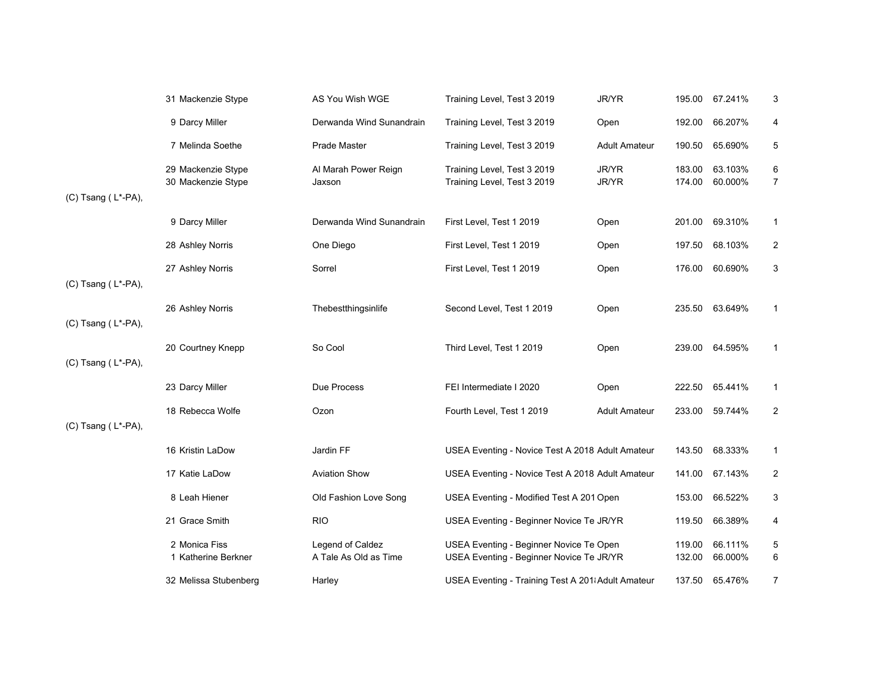| Judge | No. | Rider | Horse | Test | Division | Score | Percent | Place |
|---|---|---|---|---|---|---|---|---|
| | 31 | Mackenzie Stype | AS You Wish WGE | Training Level, Test 3 2019 | JR/YR | 195.00 | 67.241% | 3 |
| | 9 | Darcy Miller | Derwanda Wind Sunandrain | Training Level, Test 3 2019 | Open | 192.00 | 66.207% | 4 |
| | 7 | Melinda Soethe | Prade Master | Training Level, Test 3 2019 | Adult Amateur | 190.50 | 65.690% | 5 |
| | 29 | Mackenzie Stype | Al Marah Power Reign | Training Level, Test 3 2019 | JR/YR | 183.00 | 63.103% | 6 |
| | 30 | Mackenzie Stype | Jaxson | Training Level, Test 3 2019 | JR/YR | 174.00 | 60.000% | 7 |
| (C) Tsang ( L*-PA), | | | | | | | | |
| | 9 | Darcy Miller | Derwanda Wind Sunandrain | First Level, Test 1 2019 | Open | 201.00 | 69.310% | 1 |
| | 28 | Ashley Norris | One Diego | First Level, Test 1 2019 | Open | 197.50 | 68.103% | 2 |
| | 27 | Ashley Norris | Sorrel | First Level, Test 1 2019 | Open | 176.00 | 60.690% | 3 |
| (C) Tsang ( L*-PA), | | | | | | | | |
| | 26 | Ashley Norris | Thebestthingsinlife | Second Level, Test 1 2019 | Open | 235.50 | 63.649% | 1 |
| (C) Tsang ( L*-PA), | | | | | | | | |
| | 20 | Courtney Knepp | So Cool | Third Level, Test 1 2019 | Open | 239.00 | 64.595% | 1 |
| (C) Tsang ( L*-PA), | | | | | | | | |
| | 23 | Darcy Miller | Due Process | FEI Intermediate I 2020 | Open | 222.50 | 65.441% | 1 |
| | 18 | Rebecca Wolfe | Ozon | Fourth Level, Test 1 2019 | Adult Amateur | 233.00 | 59.744% | 2 |
| (C) Tsang ( L*-PA), | | | | | | | | |
| | 16 | Kristin LaDow | Jardin FF | USEA Eventing - Novice Test A 2018 | Adult Amateur | 143.50 | 68.333% | 1 |
| | 17 | Katie LaDow | Aviation Show | USEA Eventing - Novice Test A 2018 | Adult Amateur | 141.00 | 67.143% | 2 |
| | 8 | Leah Hiener | Old Fashion Love Song | USEA Eventing - Modified Test A 201 | Open | 153.00 | 66.522% | 3 |
| | 21 | Grace Smith | RIO | USEA Eventing - Beginner Novice Te | JR/YR | 119.50 | 66.389% | 4 |
| | 2 | Monica Fiss | Legend of Caldez | USEA Eventing - Beginner Novice Te | Open | 119.00 | 66.111% | 5 |
| | 1 | Katherine Berkner | A Tale As Old as Time | USEA Eventing - Beginner Novice Te | JR/YR | 132.00 | 66.000% | 6 |
| | 32 | Melissa Stubenberg | Harley | USEA Eventing - Training Test A 201 | Adult Amateur | 137.50 | 65.476% | 7 |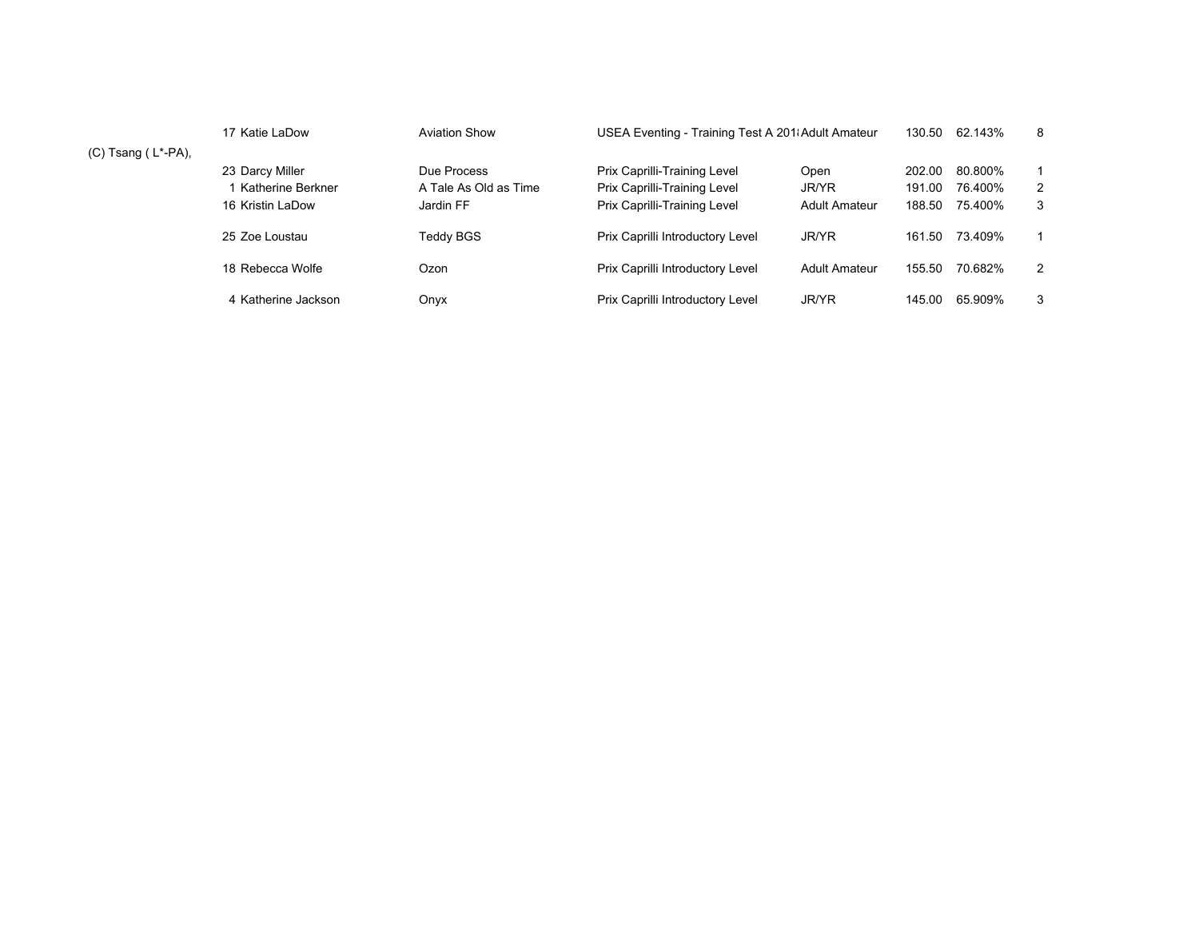| | | | | | | | |
|---|---|---|---|---|---|---|---|
| | 17 Katie LaDow | Aviation Show | USEA Eventing - Training Test A 201! | Adult Amateur | 130.50 | 62.143% | 8 |
| (C) Tsang ( L*-PA), | | | | | | | |
| | 23 Darcy Miller | Due Process | Prix Caprilli-Training Level | Open | 202.00 | 80.800% | 1 |
| | 1 Katherine Berkner | A Tale As Old as Time | Prix Caprilli-Training Level | JR/YR | 191.00 | 76.400% | 2 |
| | 16 Kristin LaDow | Jardin FF | Prix Caprilli-Training Level | Adult Amateur | 188.50 | 75.400% | 3 |
| | 25 Zoe Loustau | Teddy BGS | Prix Caprilli Introductory Level | JR/YR | 161.50 | 73.409% | 1 |
| | 18 Rebecca Wolfe | Ozon | Prix Caprilli Introductory Level | Adult Amateur | 155.50 | 70.682% | 2 |
| | 4 Katherine Jackson | Onyx | Prix Caprilli Introductory Level | JR/YR | 145.00 | 65.909% | 3 |